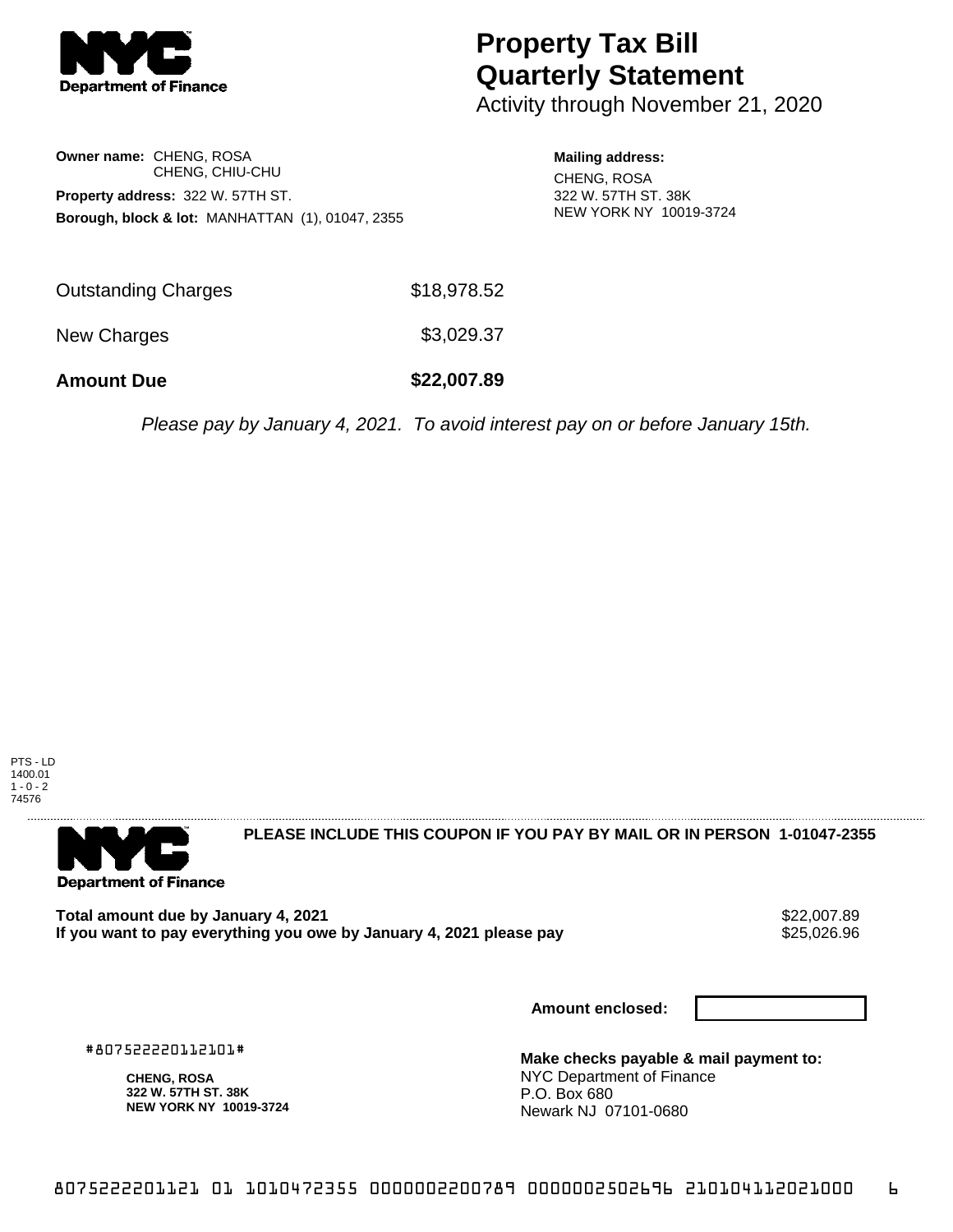NYC Department of Finance

# Property Tax Bill Quarterly Statement

Activity through November 21, 2020

**Owner name:** CHENG, ROSA
CHENG, CHIU-CHU

**Property address:** 322 W. 57TH ST.

**Borough, block & lot:** MANHATTAN (1), 01047, 2355

**Mailing address:**
CHENG, ROSA
322 W. 57TH ST. 38K
NEW YORK NY 10019-3724

| | |
|---|---|
| Outstanding Charges | $18,978.52 |
| New Charges | $3,029.37 |
| **Amount Due** | **$22,007.89** |

*Please pay by January 4, 2021. To avoid interest pay on or before January 15th.*

PTS - LD
1400.01
1 - 0 - 2
74576

---

NYC Department of Finance

**PLEASE INCLUDE THIS COUPON IF YOU PAY BY MAIL OR IN PERSON 1-01047-2355**

| | |
|---|---|
| **Total amount due by January 4, 2021** | $22,007.89 |
| **If you want to pay everything you owe by January 4, 2021 please pay** | $25,026.96 |

**Amount enclosed:**

#807522220112101#

**CHENG, ROSA**
**322 W. 57TH ST. 38K**
**NEW YORK NY 10019-3724**

**Make checks payable & mail payment to:**
NYC Department of Finance
P.O. Box 680
Newark NJ 07101-0680

8075222201121 01 1010472355 0000002200789 0000002502696 210104112021000 6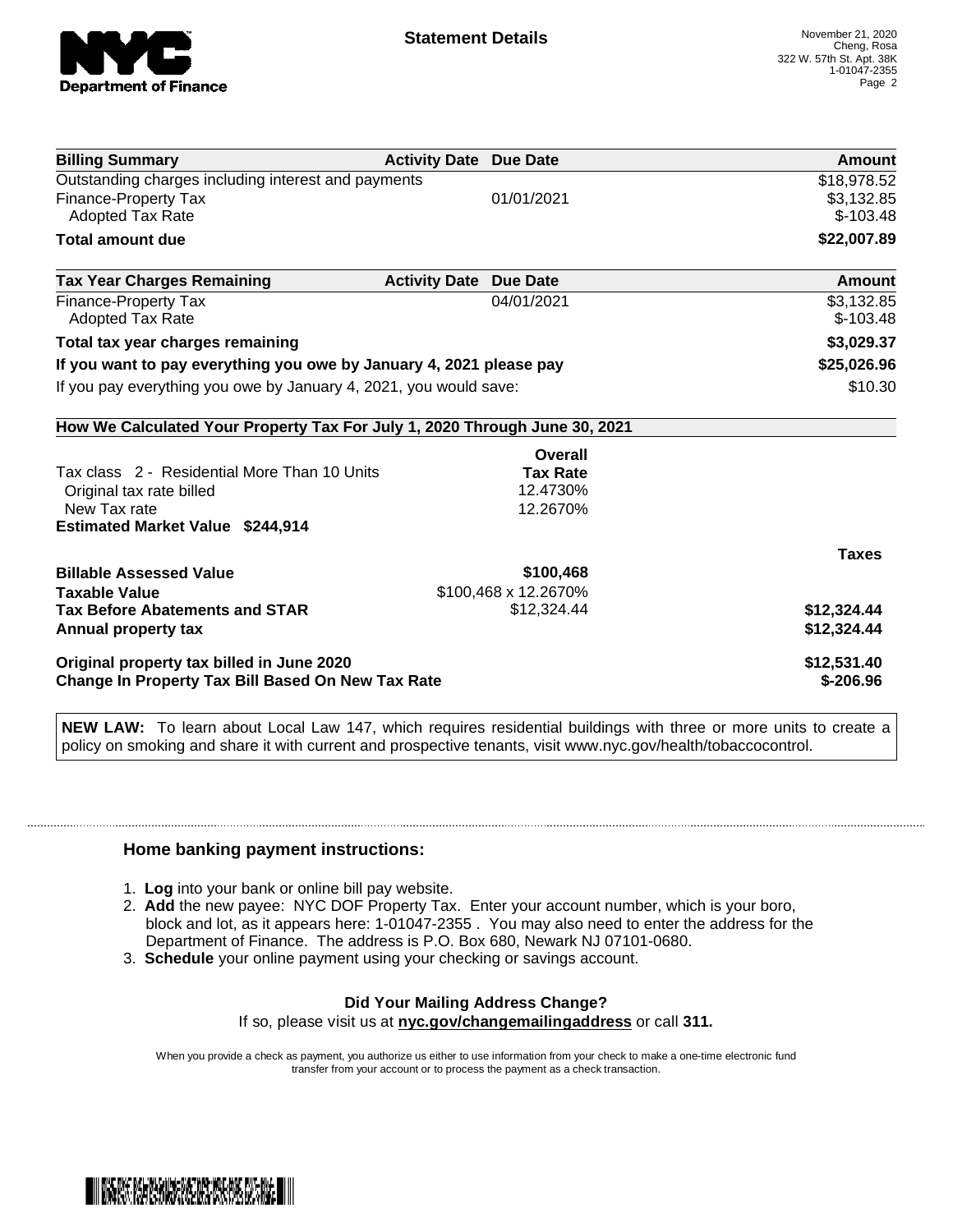## Statement Details

November 21, 2020
Cheng, Rosa
322 W. 57th St. Apt. 38K
1-01047-2355

| Billing Summary | Activity Date | Due Date | Amount |
|---|---|---|---|
| Outstanding charges including interest and payments | | | $18,978.52 |
| Finance-Property Tax | | 01/01/2021 | $3,132.85 |
| Adopted Tax Rate | | | $-103.48 |
| **Total amount due** | | | **$22,007.89** |

| Tax Year Charges Remaining | Activity Date | Due Date | Amount |
|---|---|---|---|
| Finance-Property Tax | | 04/01/2021 | $3,132.85 |
| Adopted Tax Rate | | | $-103.48 |
| **Total tax year charges remaining** | | | **$3,029.37** |
| **If you want to pay everything you owe by January 4, 2021 please pay** | | | **$25,026.96** |
| If you pay everything you owe by January 4, 2021, you would save: | | | $10.30 |

### How We Calculated Your Property Tax For July 1, 2020 Through June 30, 2021

| | Overall Tax Rate | |
|---|---|---|
| Tax class 2 - Residential More Than 10 Units | | |
| Original tax rate billed | 12.4730% | |
| New Tax rate | 12.2670% | |
| **Estimated Market Value $244,914** | | |
| | | **Taxes** |
| **Billable Assessed Value** | **$100,468** | |
| **Taxable Value** | $100,468 x 12.2670% | |
| **Tax Before Abatements and STAR** | $12,324.44 | **$12,324.44** |
| **Annual property tax** | | **$12,324.44** |
| **Original property tax billed in June 2020** | | **$12,531.40** |
| **Change In Property Tax Bill Based On New Tax Rate** | | **$-206.96** |

**NEW LAW:** To learn about Local Law 147, which requires residential buildings with three or more units to create a policy on smoking and share it with current and prospective tenants, visit www.nyc.gov/health/tobaccocontrol.

### Home banking payment instructions:

1. **Log** into your bank or online bill pay website.
2. **Add** the new payee: NYC DOF Property Tax. Enter your account number, which is your boro, block and lot, as it appears here: 1-01047-2355 . You may also need to enter the address for the Department of Finance. The address is P.O. Box 680, Newark NJ 07101-0680.
3. **Schedule** your online payment using your checking or savings account.

**Did Your Mailing Address Change?**

If so, please visit us at **nyc.gov/changemailingaddress** or call **311.**

When you provide a check as payment, you authorize us either to use information from your check to make a one-time electronic fund transfer from your account or to process the payment as a check transaction.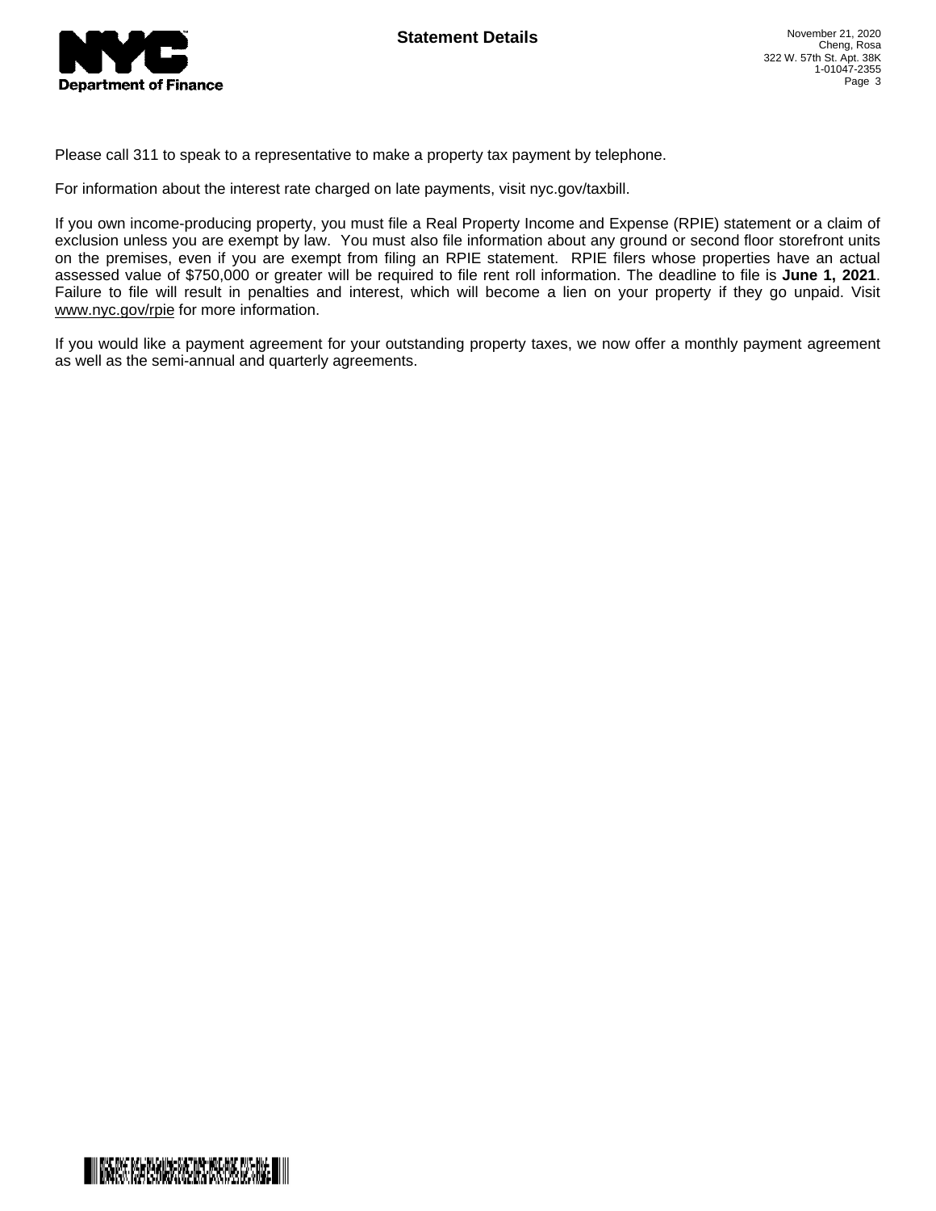Please call 311 to speak to a representative to make a property tax payment by telephone.

For information about the interest rate charged on late payments, visit nyc.gov/taxbill.

If you own income-producing property, you must file a Real Property Income and Expense (RPIE) statement or a claim of exclusion unless you are exempt by law. You must also file information about any ground or second floor storefront units on the premises, even if you are exempt from filing an RPIE statement. RPIE filers whose properties have an actual assessed value of $750,000 or greater will be required to file rent roll information. The deadline to file is **June 1, 2021**. Failure to file will result in penalties and interest, which will become a lien on your property if they go unpaid. Visit www.nyc.gov/rpie for more information.

If you would like a payment agreement for your outstanding property taxes, we now offer a monthly payment agreement as well as the semi-annual and quarterly agreements.